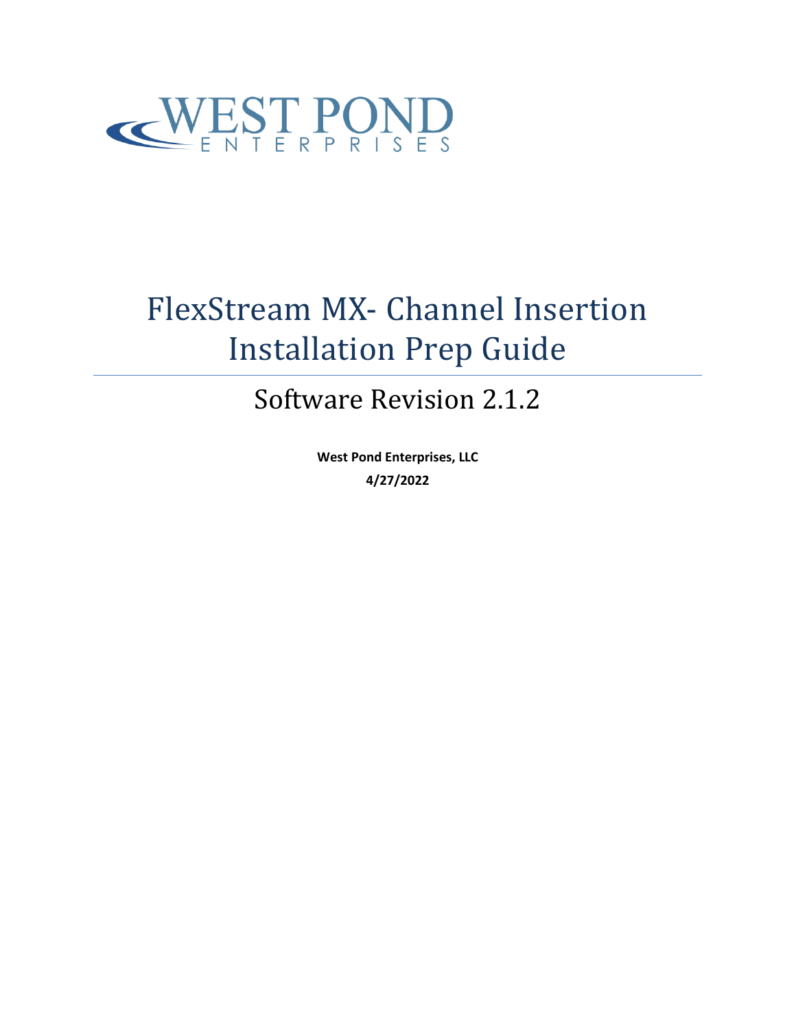WEST POND
ENTERPRISES

# FlexStream MX- Channel Insertion Installation Prep Guide

## Software Revision 2.1.2

**West Pond Enterprises, LLC**

**4/27/2022**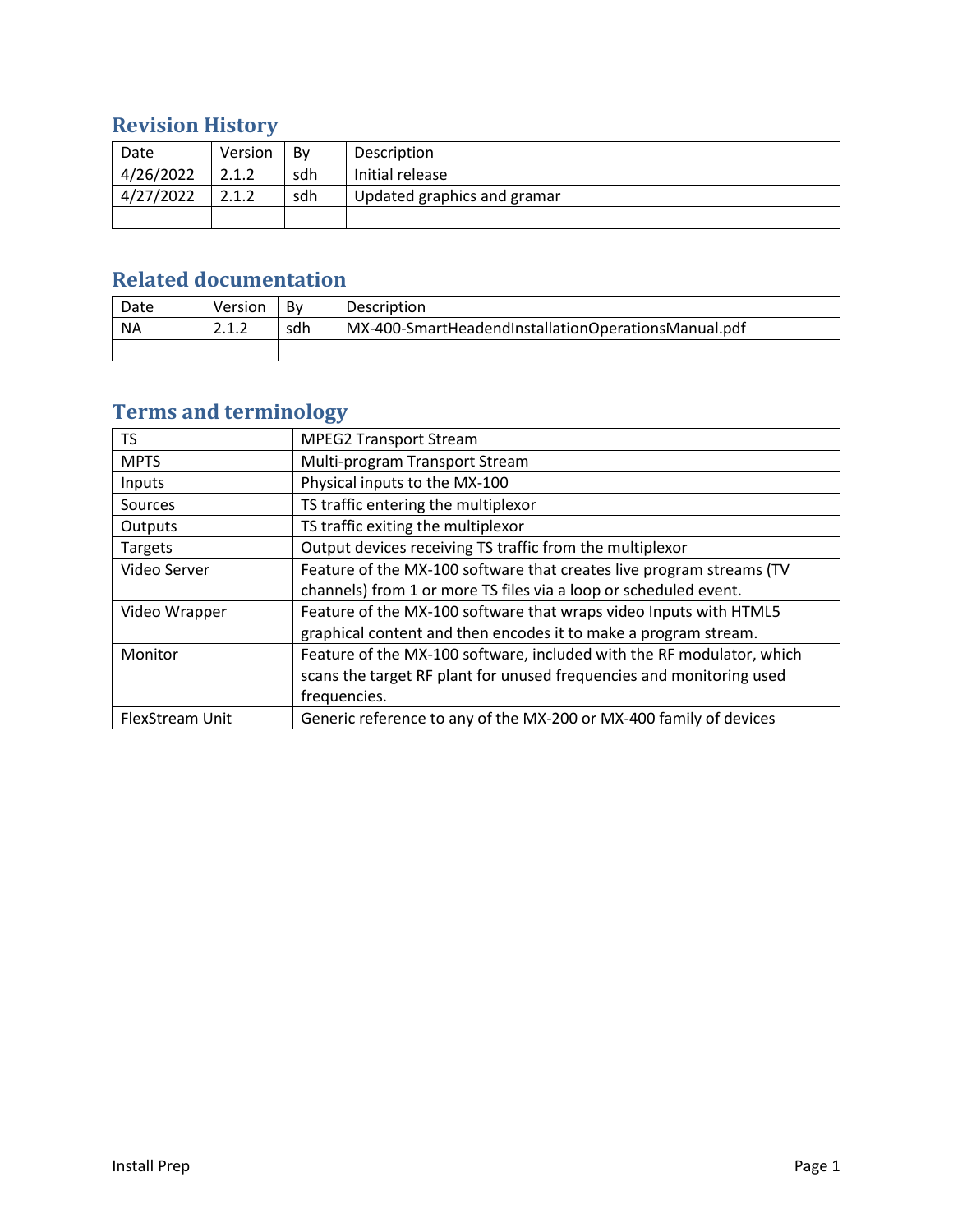## Revision History

| Date | Version | By | Description |
|---|---|---|---|
| 4/26/2022 | 2.1.2 | sdh | Initial release |
| 4/27/2022 | 2.1.2 | sdh | Updated graphics and gramar |
| | | | |

## Related documentation

| Date | Version | By | Description |
|---|---|---|---|
| NA | 2.1.2 | sdh | MX-400-SmartHeadendInstallationOperationsManual.pdf |
| | | | |

## Terms and terminology

| | |
|---|---|
| TS | MPEG2 Transport Stream |
| MPTS | Multi-program Transport Stream |
| Inputs | Physical inputs to the MX-100 |
| Sources | TS traffic entering the multiplexor |
| Outputs | TS traffic exiting the multiplexor |
| Targets | Output devices receiving TS traffic from the multiplexor |
| Video Server | Feature of the MX-100 software that creates live program streams (TV channels) from 1 or more TS files via a loop or scheduled event. |
| Video Wrapper | Feature of the MX-100 software that wraps video Inputs with HTML5 graphical content and then encodes it to make a program stream. |
| Monitor | Feature of the MX-100 software, included with the RF modulator, which scans the target RF plant for unused frequencies and monitoring used frequencies. |
| FlexStream Unit | Generic reference to any of the MX-200 or MX-400 family of devices |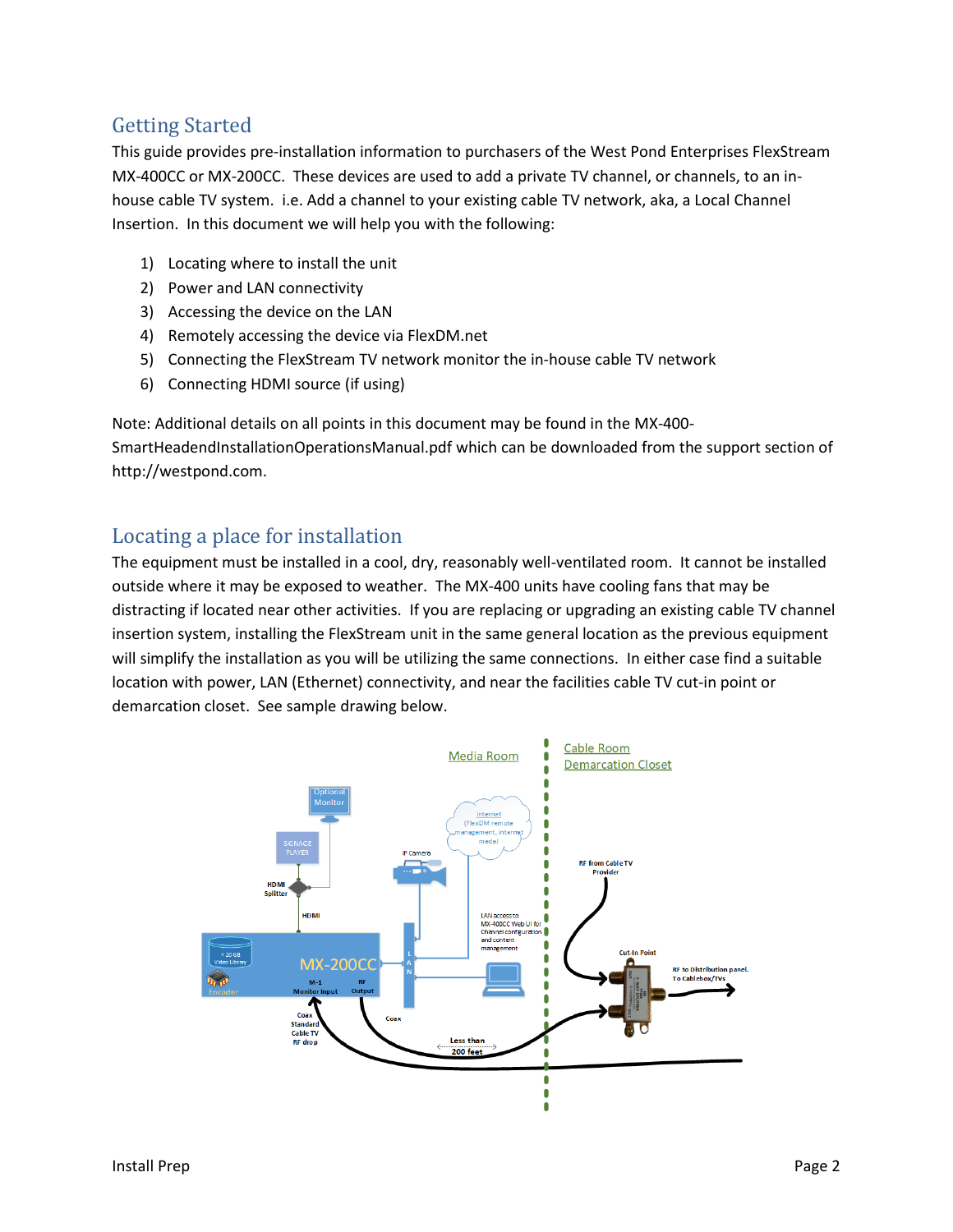## Getting Started

This guide provides pre-installation information to purchasers of the West Pond Enterprises FlexStream MX-400CC or MX-200CC. These devices are used to add a private TV channel, or channels, to an in-house cable TV system. i.e. Add a channel to your existing cable TV network, aka, a Local Channel Insertion. In this document we will help you with the following:

1) Locating where to install the unit
2) Power and LAN connectivity
3) Accessing the device on the LAN
4) Remotely accessing the device via FlexDM.net
5) Connecting the FlexStream TV network monitor the in-house cable TV network
6) Connecting HDMI source (if using)

Note: Additional details on all points in this document may be found in the MX-400-SmartHeadendInstallationOperationsManual.pdf which can be downloaded from the support section of http://westpond.com.

## Locating a place for installation

The equipment must be installed in a cool, dry, reasonably well-ventilated room. It cannot be installed outside where it may be exposed to weather. The MX-400 units have cooling fans that may be distracting if located near other activities. If you are replacing or upgrading an existing cable TV channel insertion system, installing the FlexStream unit in the same general location as the previous equipment will simplify the installation as you will be utilizing the same connections. In either case find a suitable location with power, LAN (Ethernet) connectivity, and near the facilities cable TV cut-in point or demarcation closet. See sample drawing below.

Media Room | Cable Room / Demarcation Closet

Optional Monitor; SIGNAGE PLAYER; HDMI Splitter; HDMI; IP Camera; Internet (FlexDM remote management, internet media); LAN access to MX-400CC Web UI for Channel configuration and content management; LAN; < 20 GB Video Library; Encoder; MX-200CC; M-1 Monitor Input; RF Output; Coax Standard Cable TV RF drop; Coax; Less than 200 feet; RF from Cable TV Provider; Cut-In Point; RF to Distribution panel. To Cablebox/TVs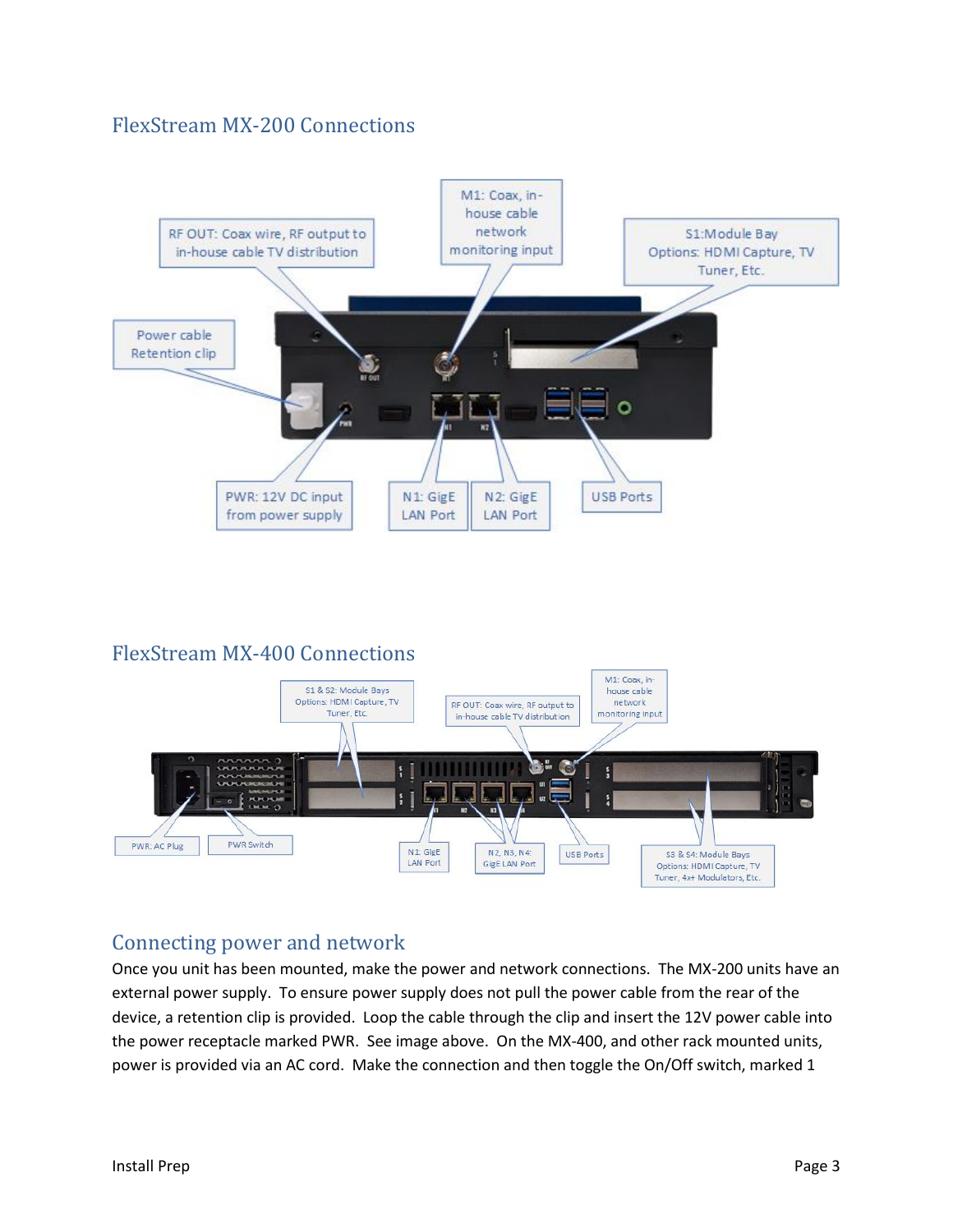## FlexStream MX-200 Connections

RF OUT: Coax wire, RF output to in-house cable TV distribution

M1: Coax, in-house cable network monitoring input

S1:Module Bay Options: HDMI Capture, TV Tuner, Etc.

Power cable Retention clip

PWR: 12V DC input from power supply

N1: GigE LAN Port

N2: GigE LAN Port

USB Ports

## FlexStream MX-400 Connections

S1 & S2: Module Bays Options: HDMI Capture, TV Tuner, Etc.

RF OUT: Coax wire, RF output to in-house cable TV distribution

M1: Coax, in-house cable network monitoring input

PWR: AC Plug

PWR Switch

N1: GigE LAN Port

N2, N3, N4: GigE LAN Port

USB Ports

S3 & S4: Module Bays Options: HDMI Capture, TV Tuner, 4x+ Modulators, Etc.

## Connecting power and network

Once you unit has been mounted, make the power and network connections. The MX-200 units have an external power supply. To ensure power supply does not pull the power cable from the rear of the device, a retention clip is provided. Loop the cable through the clip and insert the 12V power cable into the power receptacle marked PWR. See image above. On the MX-400, and other rack mounted units, power is provided via an AC cord. Make the connection and then toggle the On/Off switch, marked 1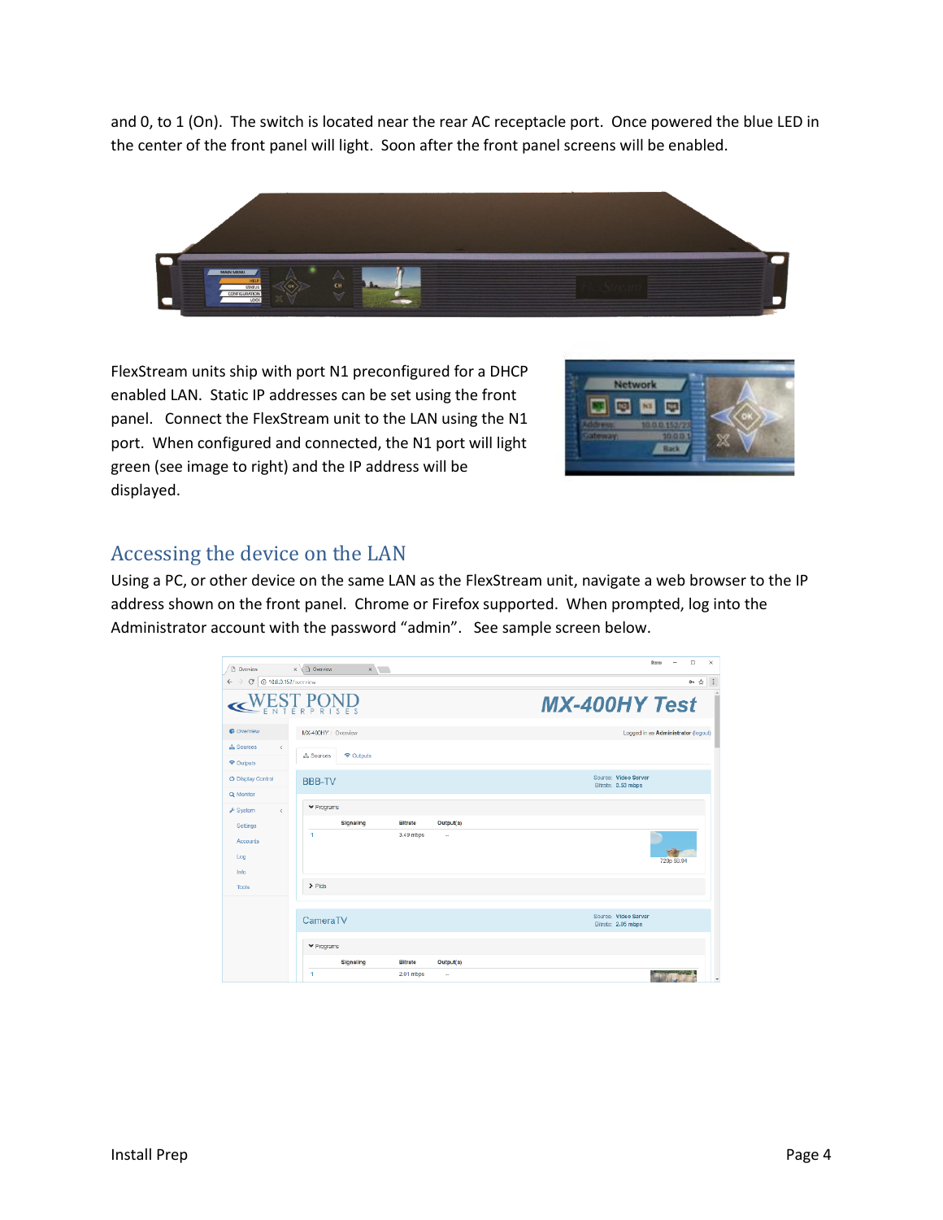and 0, to 1 (On). The switch is located near the rear AC receptacle port. Once powered the blue LED in the center of the front panel will light. Soon after the front panel screens will be enabled.

FlexStream units ship with port N1 preconfigured for a DHCP enabled LAN. Static IP addresses can be set using the front panel. Connect the FlexStream unit to the LAN using the N1 port. When configured and connected, the N1 port will light green (see image to right) and the IP address will be displayed.

## Accessing the device on the LAN

Using a PC, or other device on the same LAN as the FlexStream unit, navigate a web browser to the IP address shown on the front panel. Chrome or Firefox supported. When prompted, log into the Administrator account with the password “admin”. See sample screen below.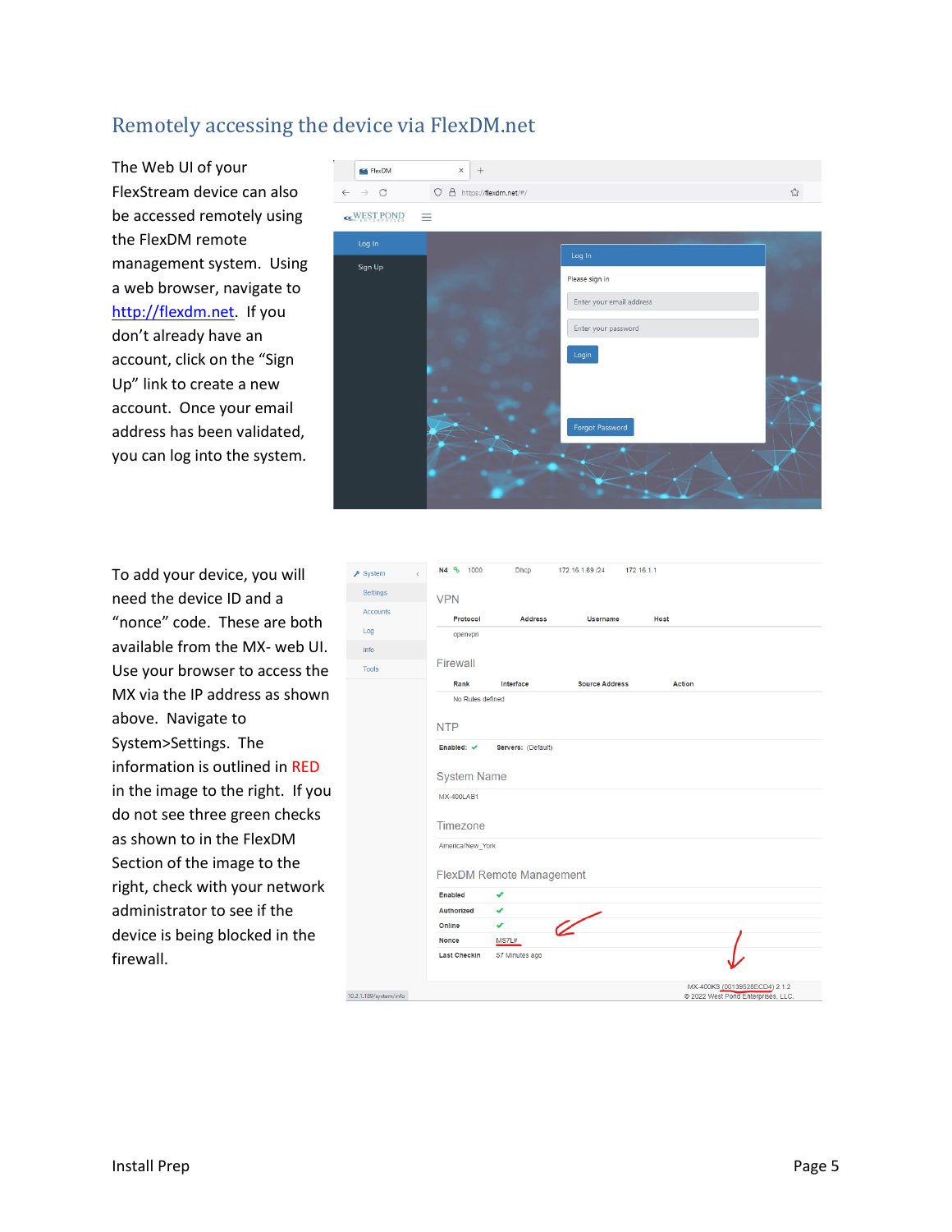## Remotely accessing the device via FlexDM.net

The Web UI of your FlexStream device can also be accessed remotely using the FlexDM remote management system. Using a web browser, navigate to http://flexdm.net. If you don't already have an account, click on the "Sign Up" link to create a new account. Once your email address has been validated, you can log into the system.

To add your device, you will need the device ID and a "nonce" code. These are both available from the MX- web UI. Use your browser to access the MX via the IP address as shown above. Navigate to System>Settings. The information is outlined in RED in the image to the right. If you do not see three green checks as shown to in the FlexDM Section of the image to the right, check with your network administrator to see if the device is being blocked in the firewall.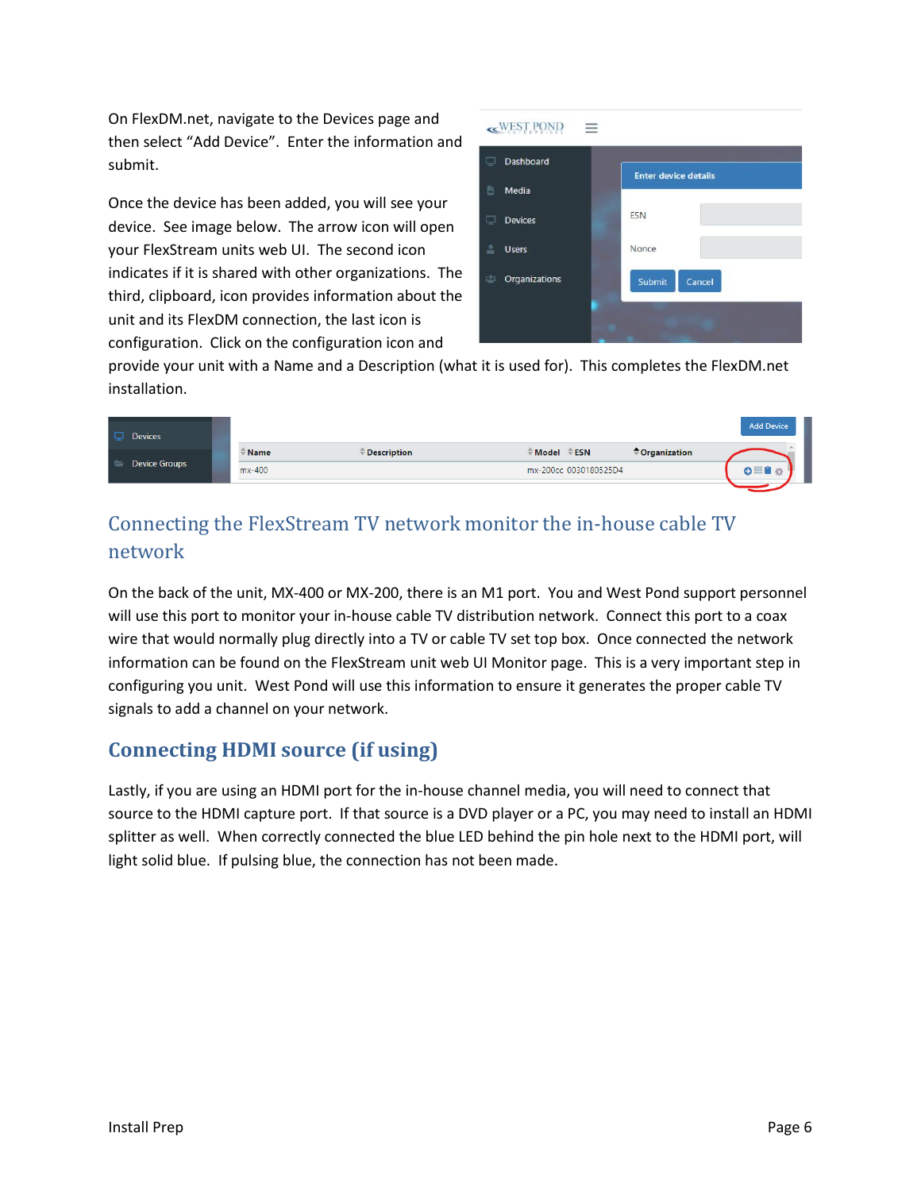On FlexDM.net, navigate to the Devices page and then select "Add Device". Enter the information and submit.

Once the device has been added, you will see your device. See image below. The arrow icon will open your FlexStream units web UI. The second icon indicates if it is shared with other organizations. The third, clipboard, icon provides information about the unit and its FlexDM connection, the last icon is configuration. Click on the configuration icon and provide your unit with a Name and a Description (what it is used for). This completes the FlexDM.net installation.

## Connecting the FlexStream TV network monitor the in-house cable TV network

On the back of the unit, MX-400 or MX-200, there is an M1 port. You and West Pond support personnel will use this port to monitor your in-house cable TV distribution network. Connect this port to a coax wire that would normally plug directly into a TV or cable TV set top box. Once connected the network information can be found on the FlexStream unit web UI Monitor page. This is a very important step in configuring you unit. West Pond will use this information to ensure it generates the proper cable TV signals to add a channel on your network.

## Connecting HDMI source (if using)

Lastly, if you are using an HDMI port for the in-house channel media, you will need to connect that source to the HDMI capture port. If that source is a DVD player or a PC, you may need to install an HDMI splitter as well. When correctly connected the blue LED behind the pin hole next to the HDMI port, will light solid blue. If pulsing blue, the connection has not been made.